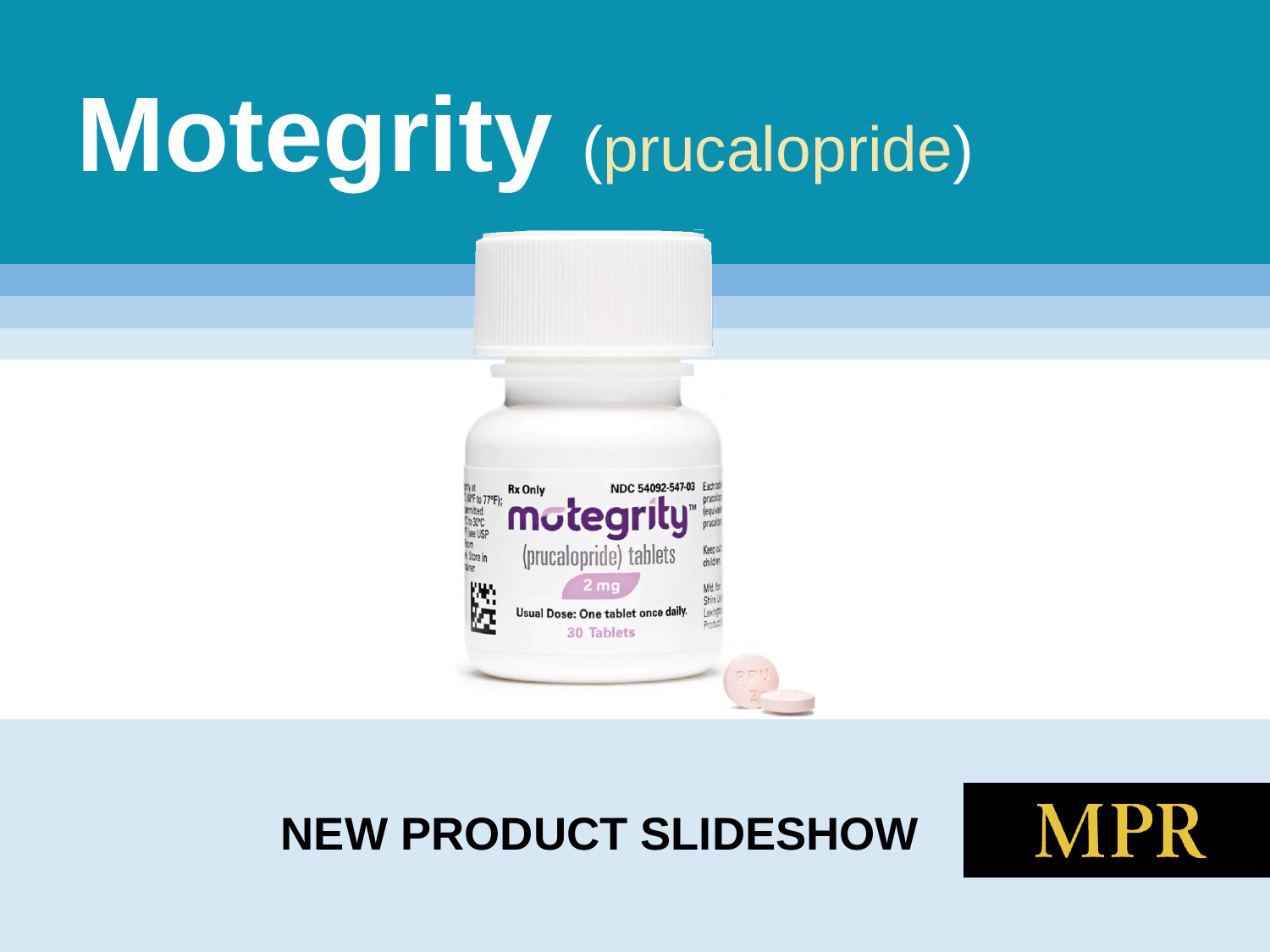# Motegrity (prucalopride)

NEW PRODUCT SLIDESHOW

MPR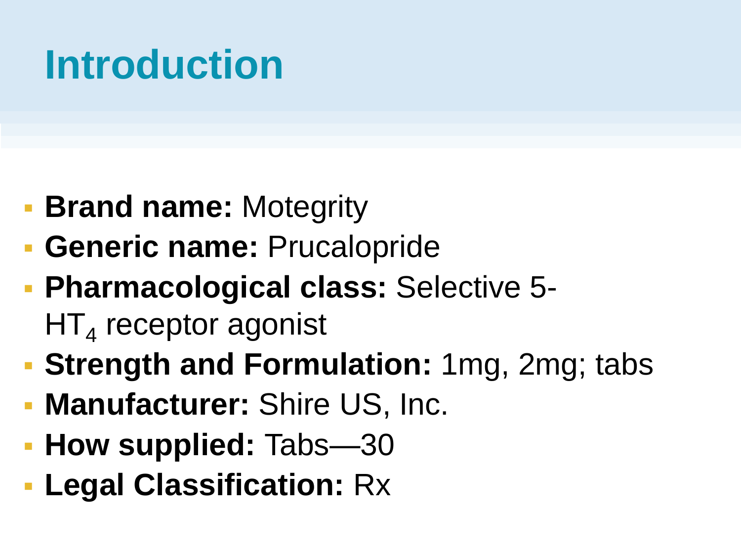# Introduction

- **Brand name:** Motegrity
- **Generic name:** Prucalopride
- **Pharmacological class:** Selective 5-$HT_4$ receptor agonist
- **Strength and Formulation:** 1mg, 2mg; tabs
- **Manufacturer:** Shire US, Inc.
- **How supplied:** Tabs—30
- **Legal Classification:** Rx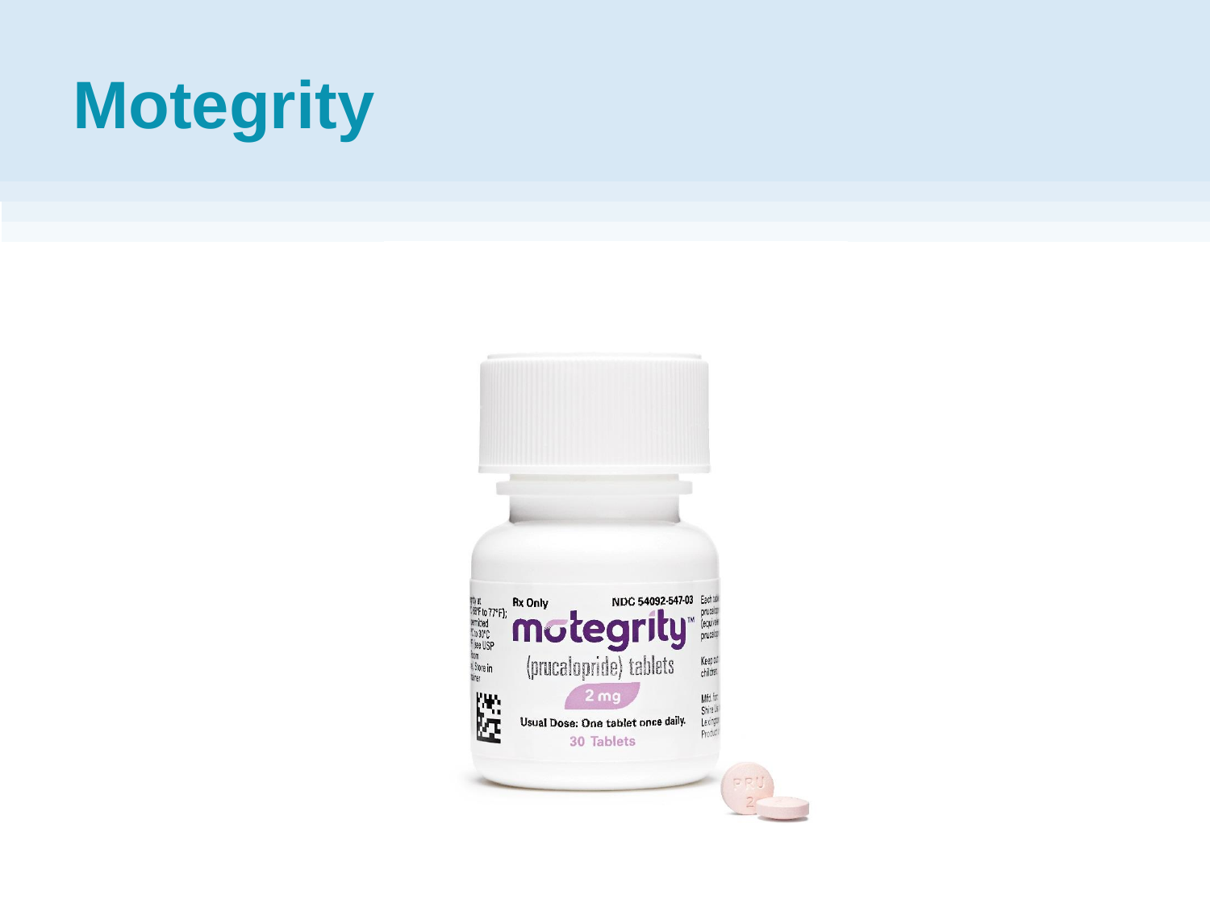# Motegrity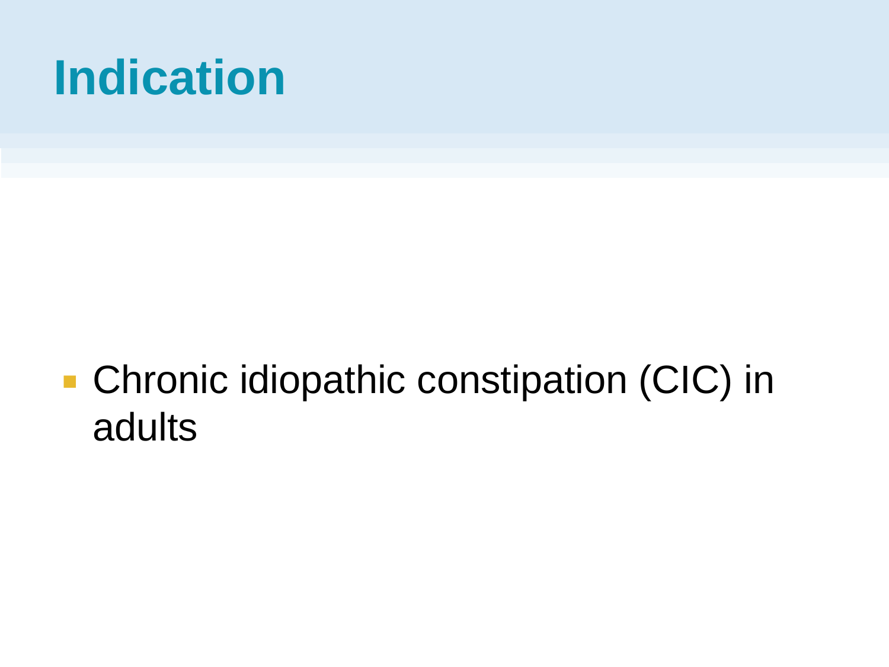# Indication

- Chronic idiopathic constipation (CIC) in adults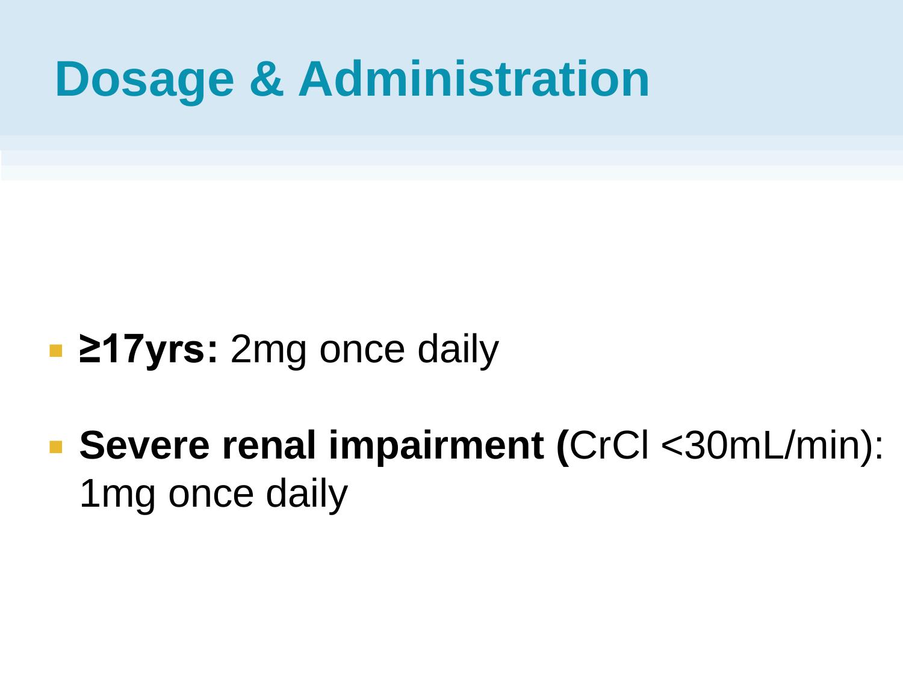# Dosage & Administration

- **≥17yrs:** 2mg once daily
- **Severe renal impairment (**CrCl <30mL/min): 1mg once daily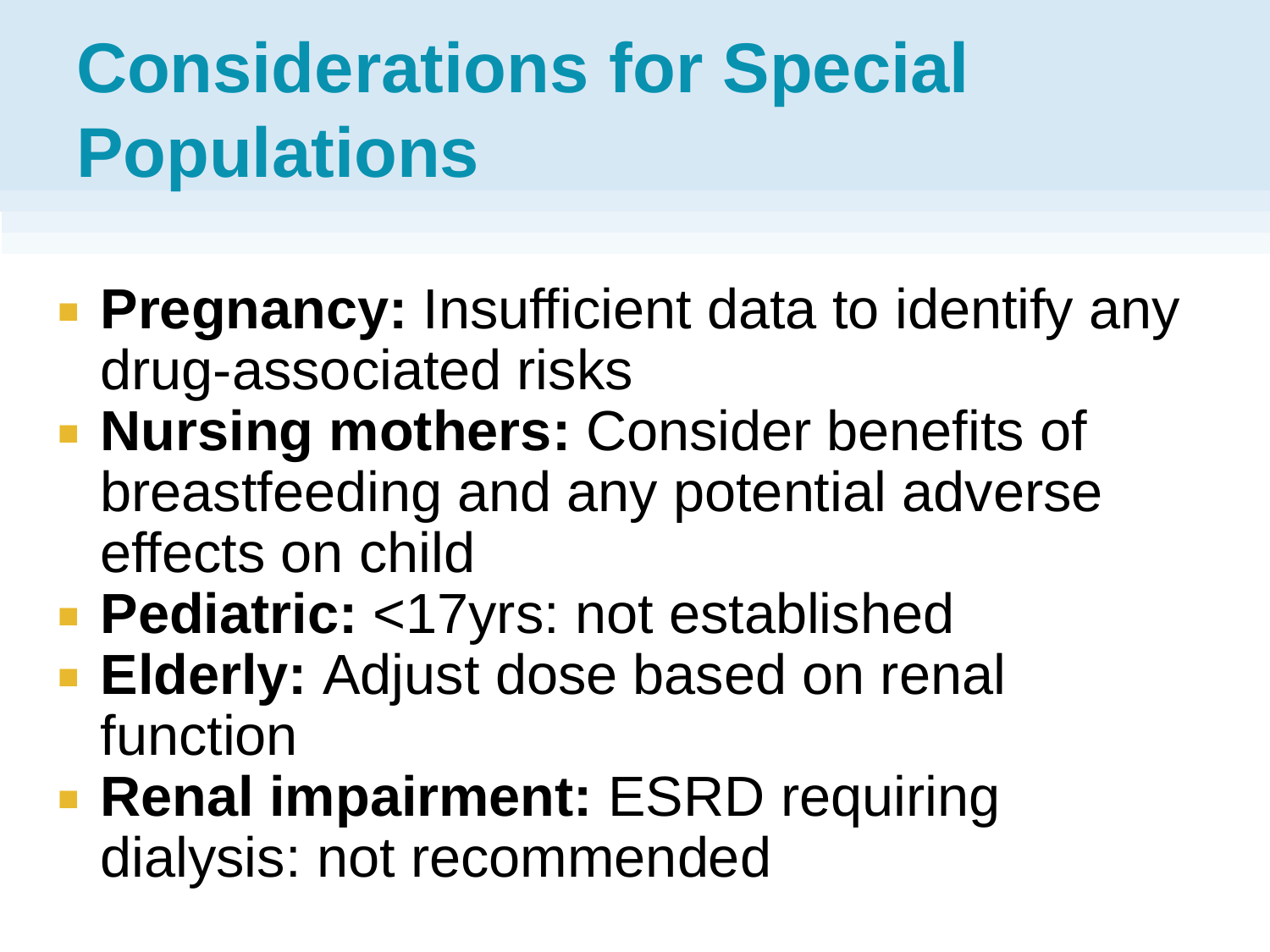# Considerations for Special Populations

- **Pregnancy:** Insufficient data to identify any drug-associated risks
- **Nursing mothers:** Consider benefits of breastfeeding and any potential adverse effects on child
- **Pediatric:** <17yrs: not established
- **Elderly:** Adjust dose based on renal function
- **Renal impairment:** ESRD requiring dialysis: not recommended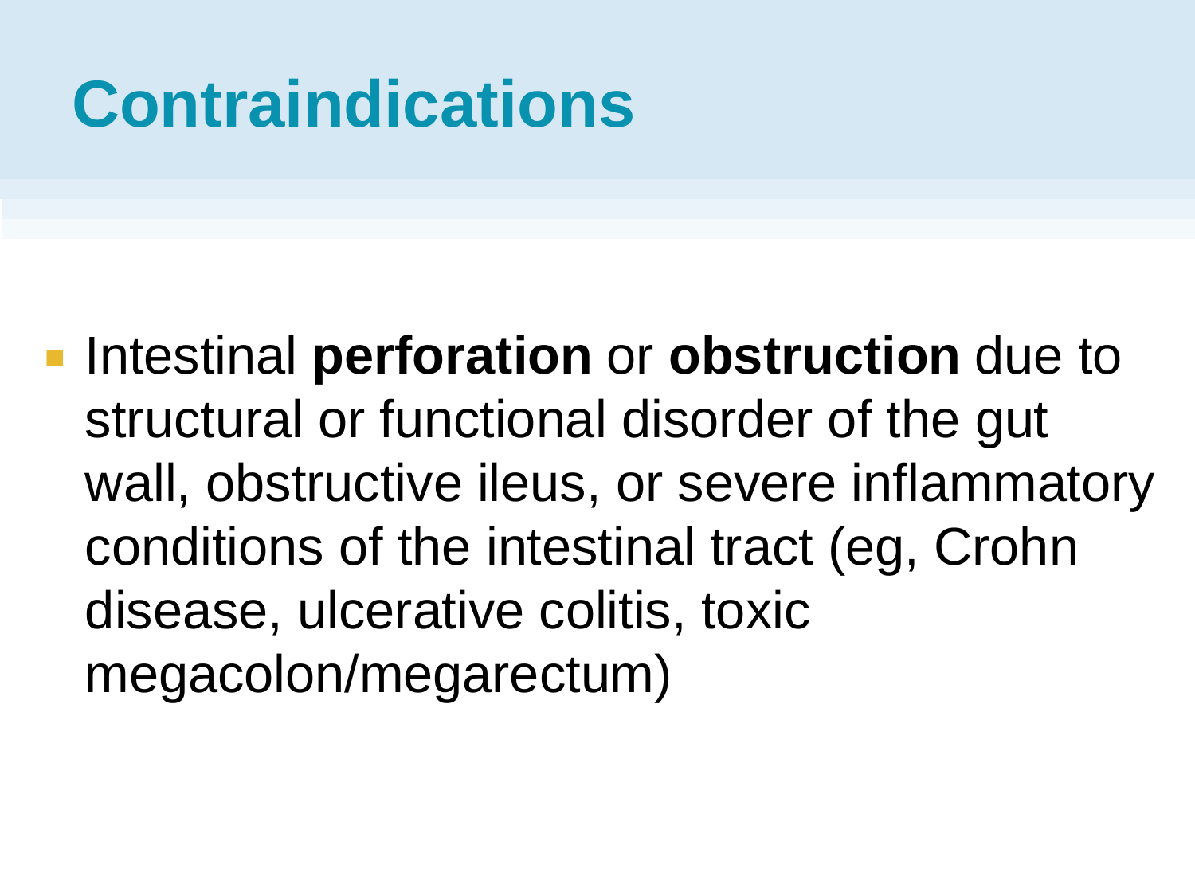# Contraindications

- Intestinal **perforation** or **obstruction** due to structural or functional disorder of the gut wall, obstructive ileus, or severe inflammatory conditions of the intestinal tract (eg, Crohn disease, ulcerative colitis, toxic megacolon/megarectum)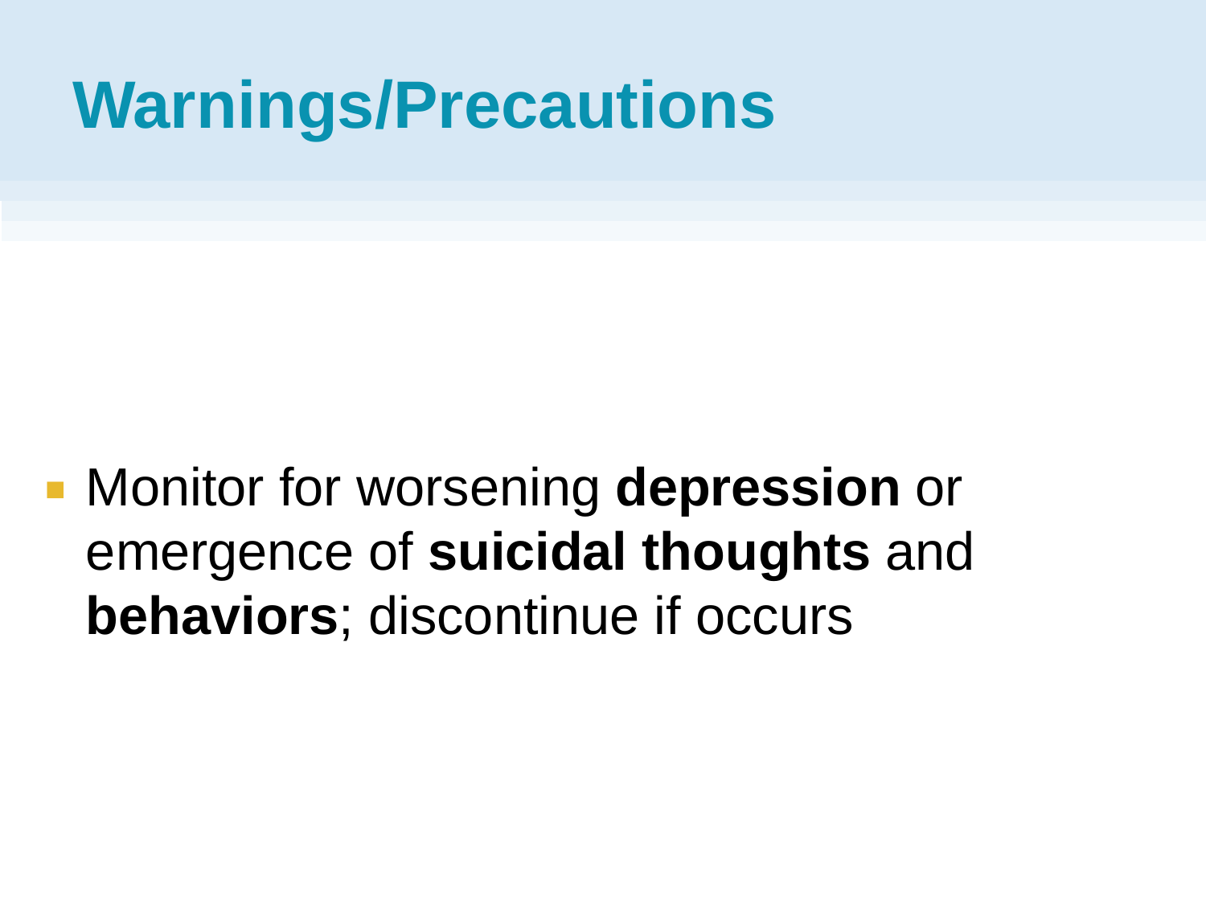# Warnings/Precautions

- Monitor for worsening **depression** or emergence of **suicidal thoughts** and **behaviors**; discontinue if occurs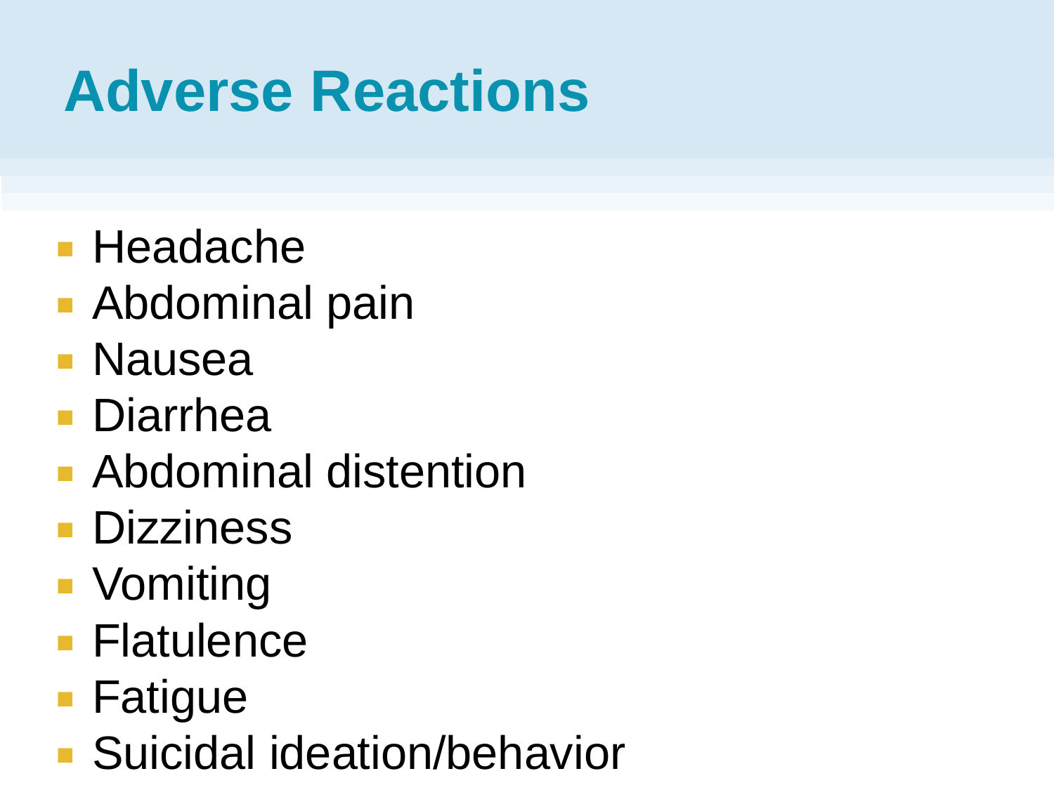# Adverse Reactions

- Headache
- Abdominal pain
- Nausea
- Diarrhea
- Abdominal distention
- Dizziness
- Vomiting
- Flatulence
- Fatigue
- Suicidal ideation/behavior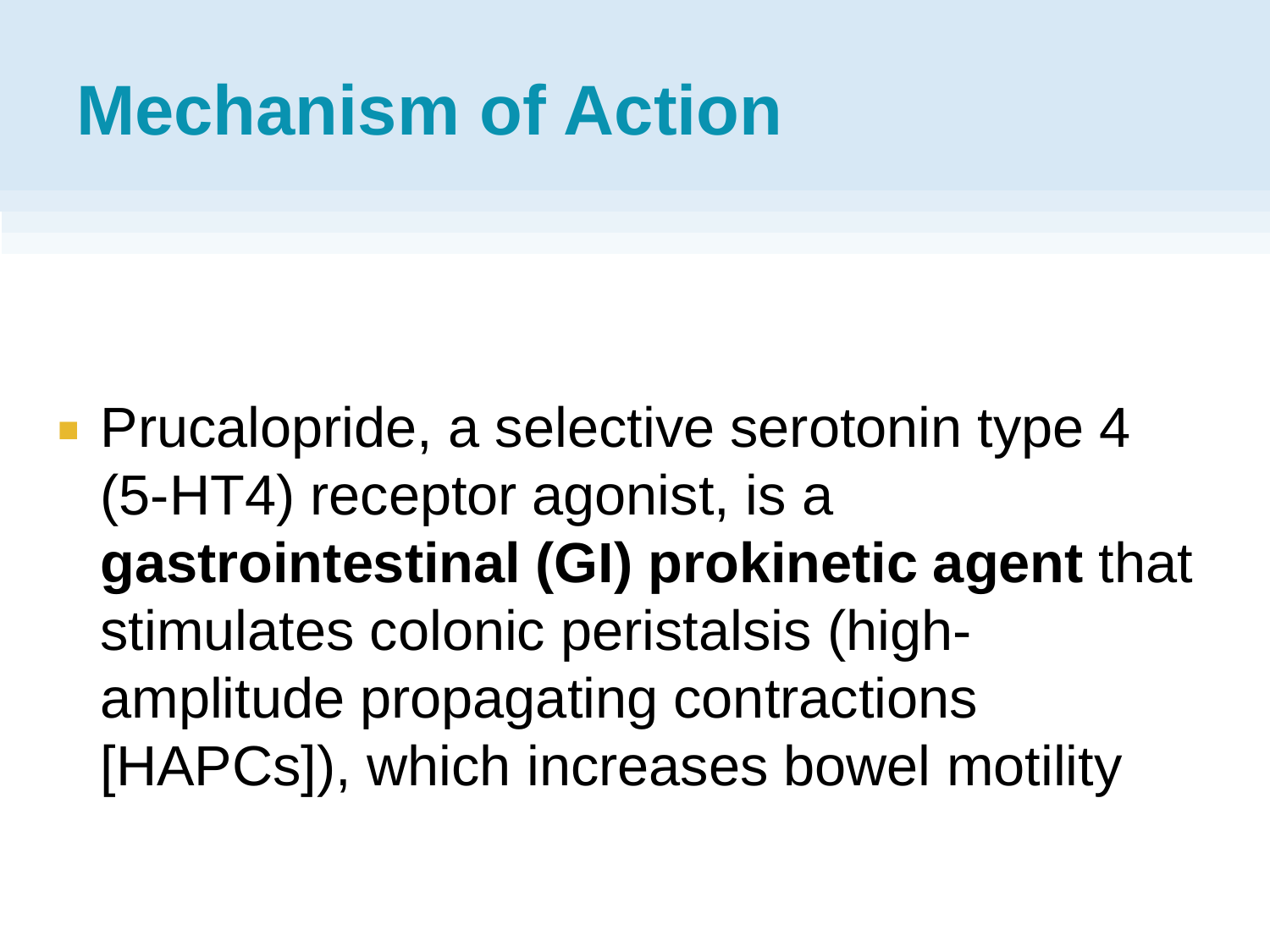# Mechanism of Action

- Prucalopride, a selective serotonin type 4 (5-HT4) receptor agonist, is a **gastrointestinal (GI) prokinetic agent** that stimulates colonic peristalsis (high-amplitude propagating contractions [HAPCs]), which increases bowel motility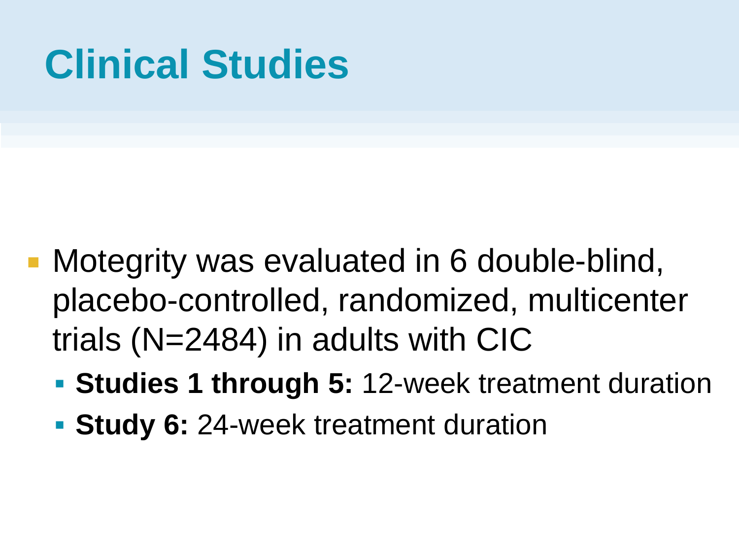# Clinical Studies

- Motegrity was evaluated in 6 double-blind, placebo-controlled, randomized, multicenter trials (N=2484) in adults with CIC
  - **Studies 1 through 5:** 12-week treatment duration
  - **Study 6:** 24-week treatment duration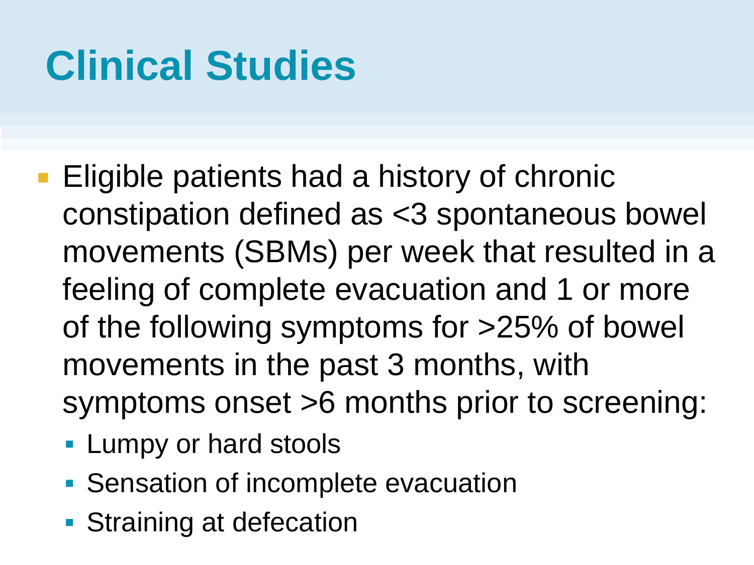# Clinical Studies

- Eligible patients had a history of chronic constipation defined as <3 spontaneous bowel movements (SBMs) per week that resulted in a feeling of complete evacuation and 1 or more of the following symptoms for >25% of bowel movements in the past 3 months, with symptoms onset >6 months prior to screening:
  - Lumpy or hard stools
  - Sensation of incomplete evacuation
  - Straining at defecation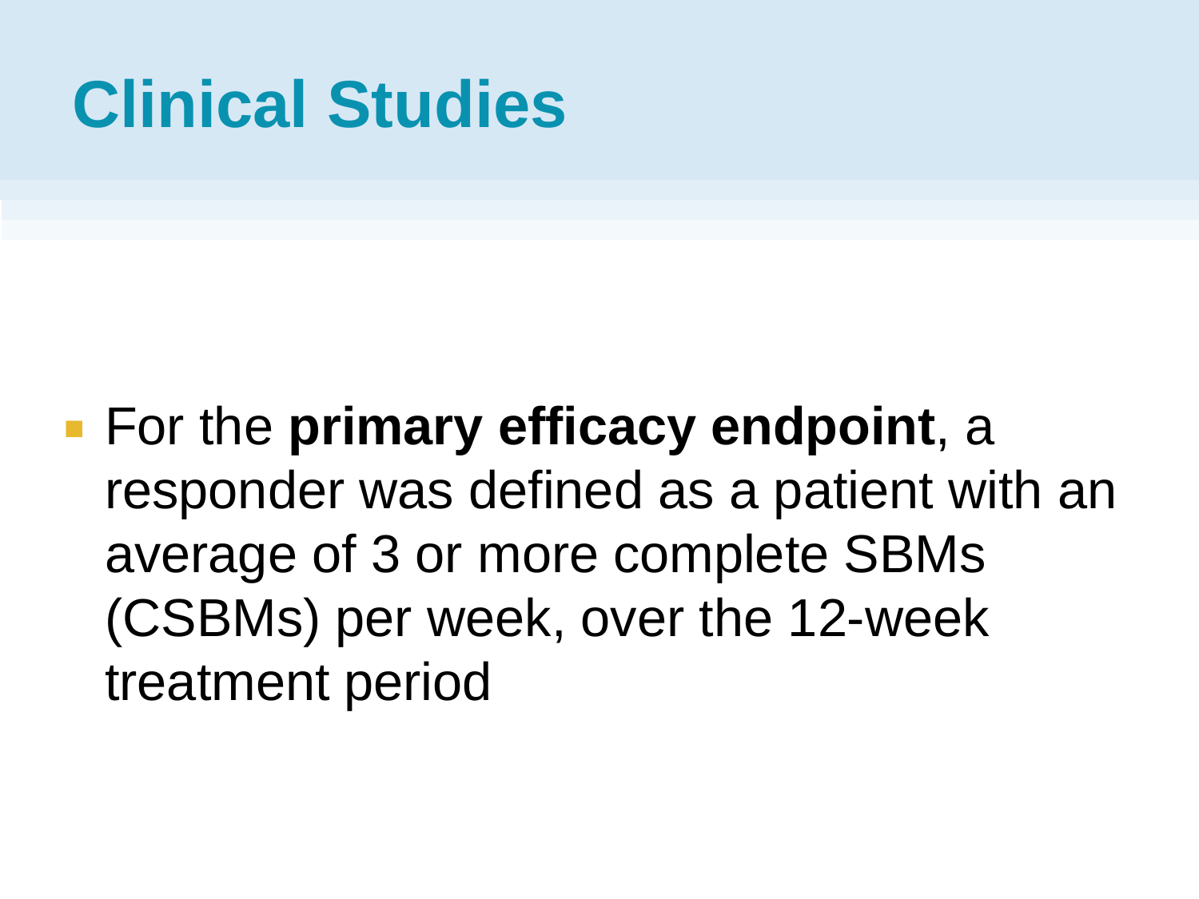# Clinical Studies

- For the **primary efficacy endpoint**, a responder was defined as a patient with an average of 3 or more complete SBMs (CSBMs) per week, over the 12-week treatment period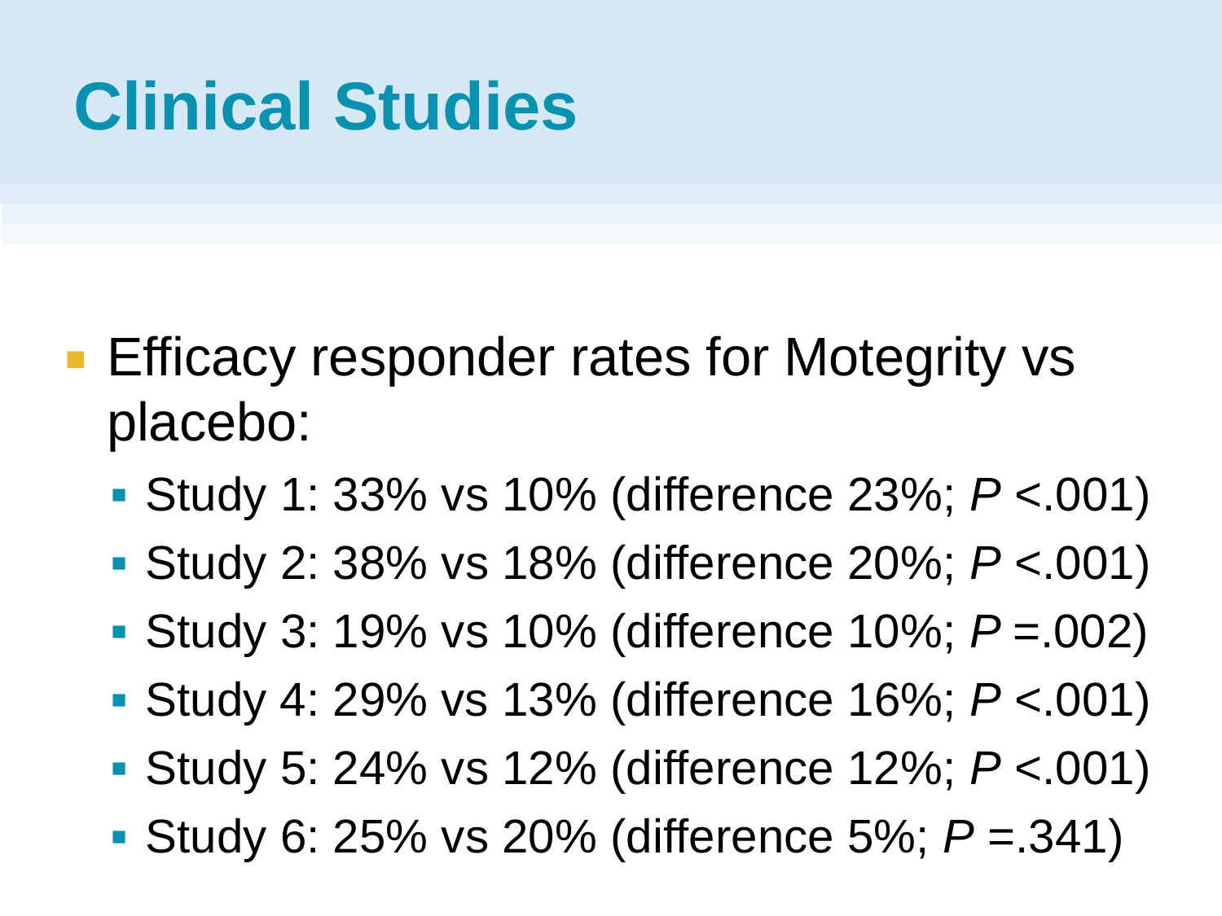# Clinical Studies

- Efficacy responder rates for Motegrity vs placebo:
  - Study 1: 33% vs 10% (difference 23%; *P* <.001)
  - Study 2: 38% vs 18% (difference 20%; *P* <.001)
  - Study 3: 19% vs 10% (difference 10%; *P* =.002)
  - Study 4: 29% vs 13% (difference 16%; *P* <.001)
  - Study 5: 24% vs 12% (difference 12%; *P* <.001)
  - Study 6: 25% vs 20% (difference 5%; *P* =.341)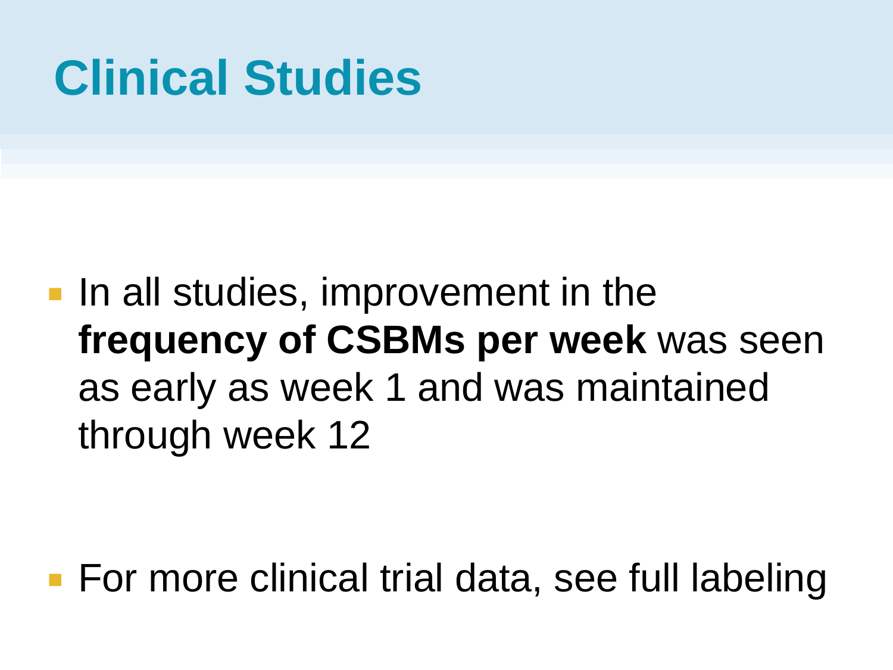# Clinical Studies

- In all studies, improvement in the **frequency of CSBMs per week** was seen as early as week 1 and was maintained through week 12
- For more clinical trial data, see full labeling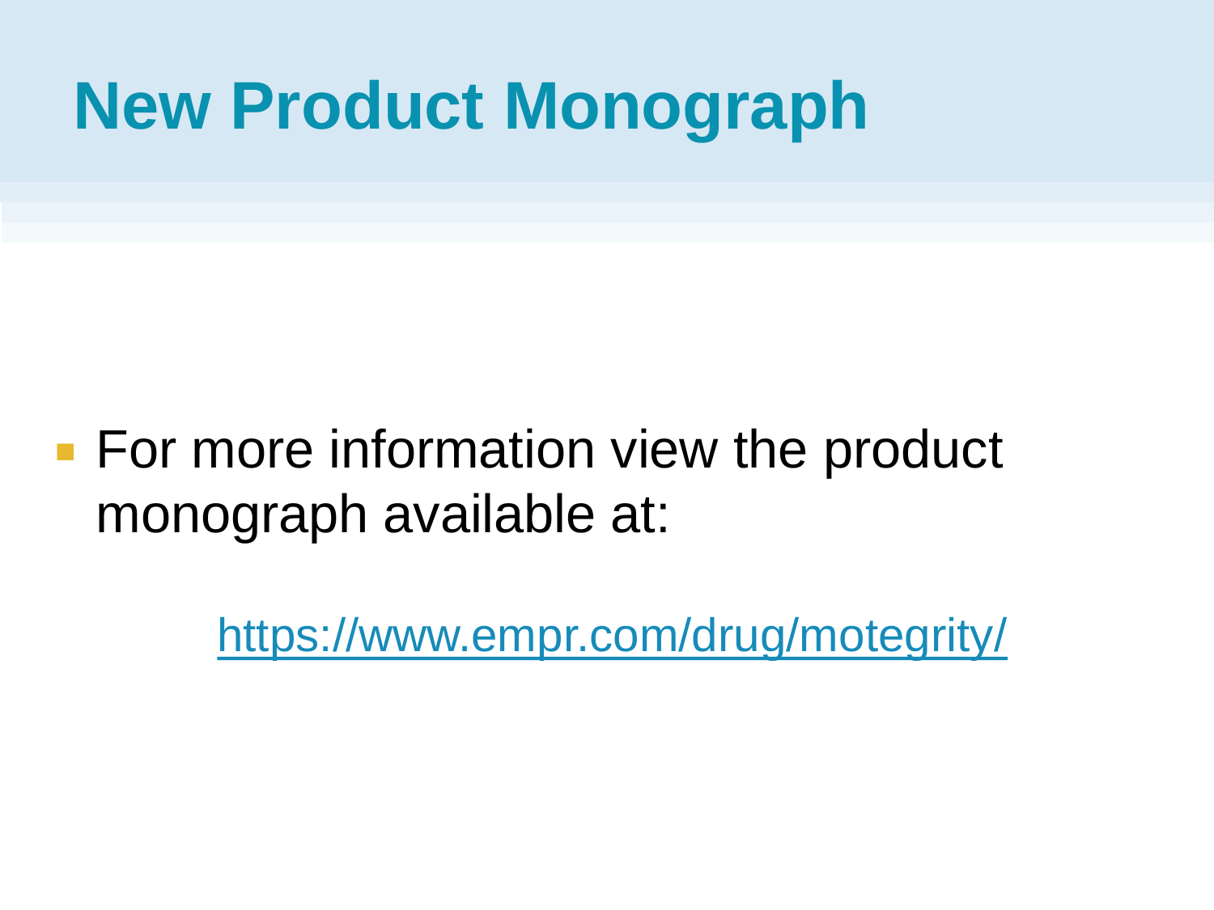# New Product Monograph

- For more information view the product monograph available at:

  https://www.empr.com/drug/motegrity/